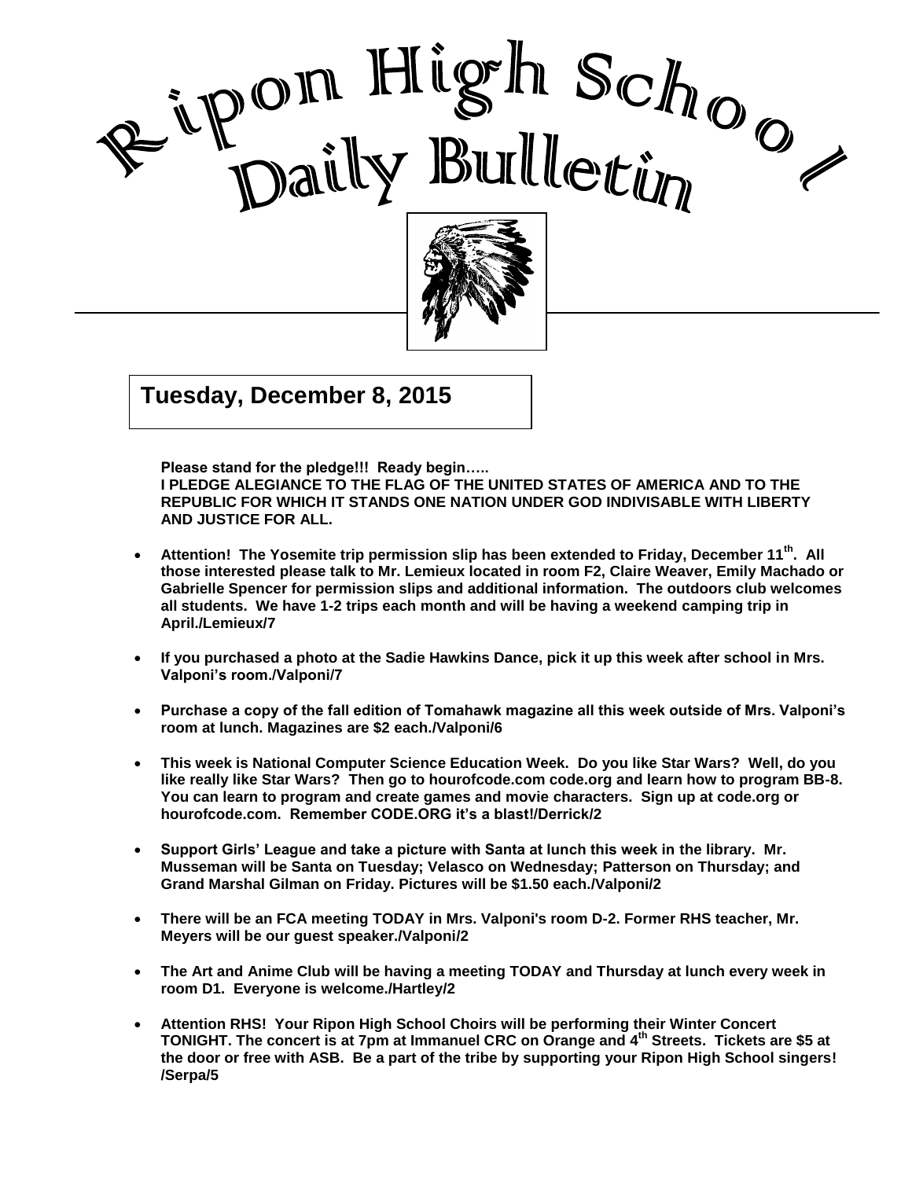# Ripon High School Daily Bulletin

## Tuesday, December 8, 2015

**Please stand for the pledge!!! Ready begin…..**
**I PLEDGE ALEGIANCE TO THE FLAG OF THE UNITED STATES OF AMERICA AND TO THE REPUBLIC FOR WHICH IT STANDS ONE NATION UNDER GOD INDIVISABLE WITH LIBERTY AND JUSTICE FOR ALL.**

- **Attention! The Yosemite trip permission slip has been extended to Friday, December 11th. All those interested please talk to Mr. Lemieux located in room F2, Claire Weaver, Emily Machado or Gabrielle Spencer for permission slips and additional information. The outdoors club welcomes all students. We have 1-2 trips each month and will be having a weekend camping trip in April./Lemieux/7**

- **If you purchased a photo at the Sadie Hawkins Dance, pick it up this week after school in Mrs. Valponi's room./Valponi/7**

- **Purchase a copy of the fall edition of Tomahawk magazine all this week outside of Mrs. Valponi's room at lunch. Magazines are $2 each./Valponi/6**

- **This week is National Computer Science Education Week. Do you like Star Wars? Well, do you like really like Star Wars? Then go to hourofcode.com code.org and learn how to program BB-8. You can learn to program and create games and movie characters. Sign up at code.org or hourofcode.com. Remember CODE.ORG it's a blast!/Derrick/2**

- **Support Girls' League and take a picture with Santa at lunch this week in the library. Mr. Musseman will be Santa on Tuesday; Velasco on Wednesday; Patterson on Thursday; and Grand Marshal Gilman on Friday. Pictures will be $1.50 each./Valponi/2**

- **There will be an FCA meeting TODAY in Mrs. Valponi's room D-2. Former RHS teacher, Mr. Meyers will be our guest speaker./Valponi/2**

- **The Art and Anime Club will be having a meeting TODAY and Thursday at lunch every week in room D1. Everyone is welcome./Hartley/2**

- **Attention RHS! Your Ripon High School Choirs will be performing their Winter Concert TONIGHT. The concert is at 7pm at Immanuel CRC on Orange and 4th Streets. Tickets are $5 at the door or free with ASB. Be a part of the tribe by supporting your Ripon High School singers! /Serpa/5**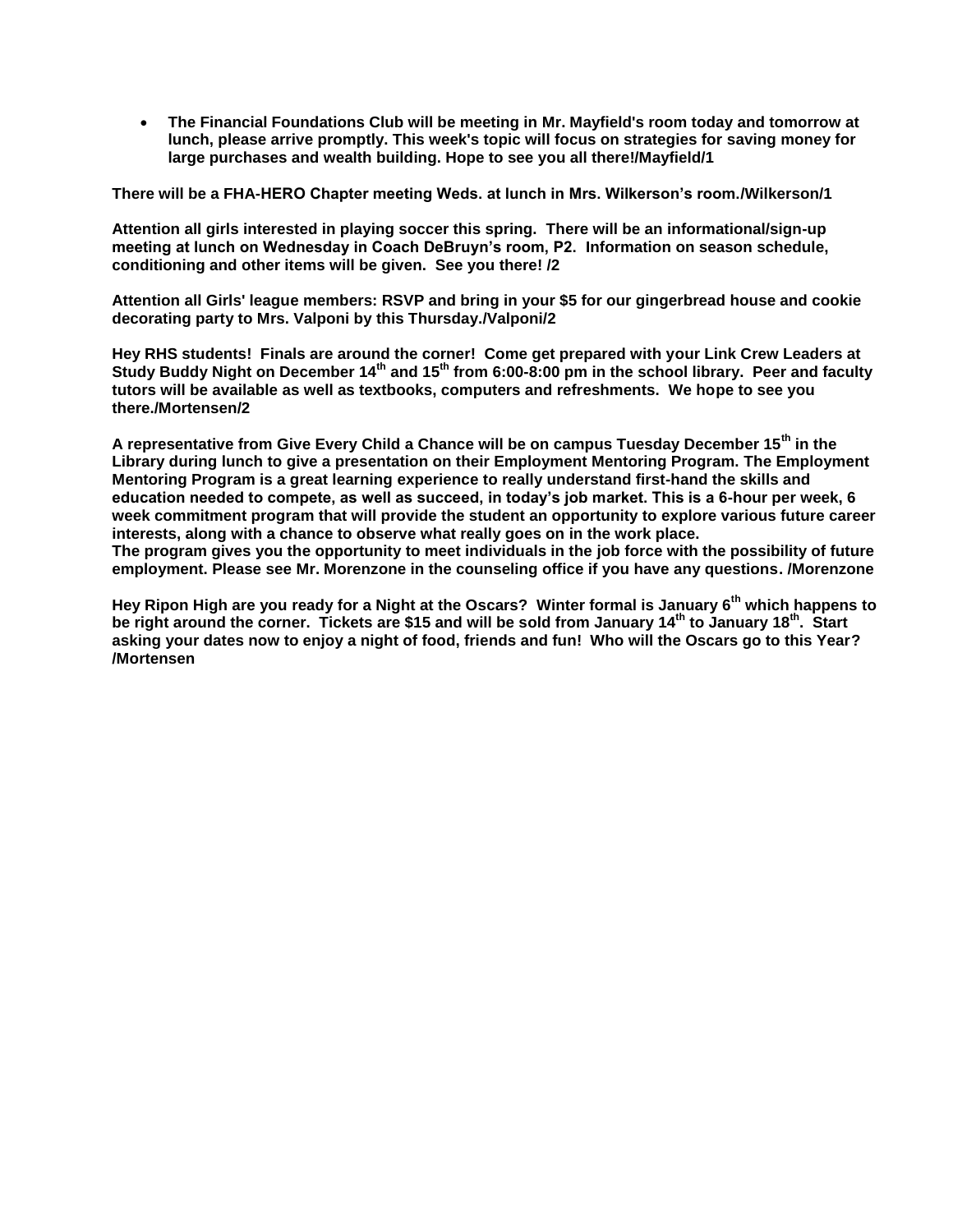- **The Financial Foundations Club will be meeting in Mr. Mayfield's room today and tomorrow at lunch, please arrive promptly. This week's topic will focus on strategies for saving money for large purchases and wealth building. Hope to see you all there!/Mayfield/1**

**There will be a FHA-HERO Chapter meeting Weds. at lunch in Mrs. Wilkerson's room./Wilkerson/1**

**Attention all girls interested in playing soccer this spring. There will be an informational/sign-up meeting at lunch on Wednesday in Coach DeBruyn's room, P2. Information on season schedule, conditioning and other items will be given. See you there! /2**

**Attention all Girls' league members: RSVP and bring in your $5 for our gingerbread house and cookie decorating party to Mrs. Valponi by this Thursday./Valponi/2**

**Hey RHS students! Finals are around the corner! Come get prepared with your Link Crew Leaders at Study Buddy Night on December 14th and 15th from 6:00-8:00 pm in the school library. Peer and faculty tutors will be available as well as textbooks, computers and refreshments. We hope to see you there./Mortensen/2**

**A representative from Give Every Child a Chance will be on campus Tuesday December 15th in the Library during lunch to give a presentation on their Employment Mentoring Program. The Employment Mentoring Program is a great learning experience to really understand first-hand the skills and education needed to compete, as well as succeed, in today's job market. This is a 6-hour per week, 6 week commitment program that will provide the student an opportunity to explore various future career interests, along with a chance to observe what really goes on in the work place.**
**The program gives you the opportunity to meet individuals in the job force with the possibility of future employment. Please see Mr. Morenzone in the counseling office if you have any questions. /Morenzone**

**Hey Ripon High are you ready for a Night at the Oscars? Winter formal is January 6th which happens to be right around the corner. Tickets are $15 and will be sold from January 14th to January 18th. Start asking your dates now to enjoy a night of food, friends and fun! Who will the Oscars go to this Year? /Mortensen**